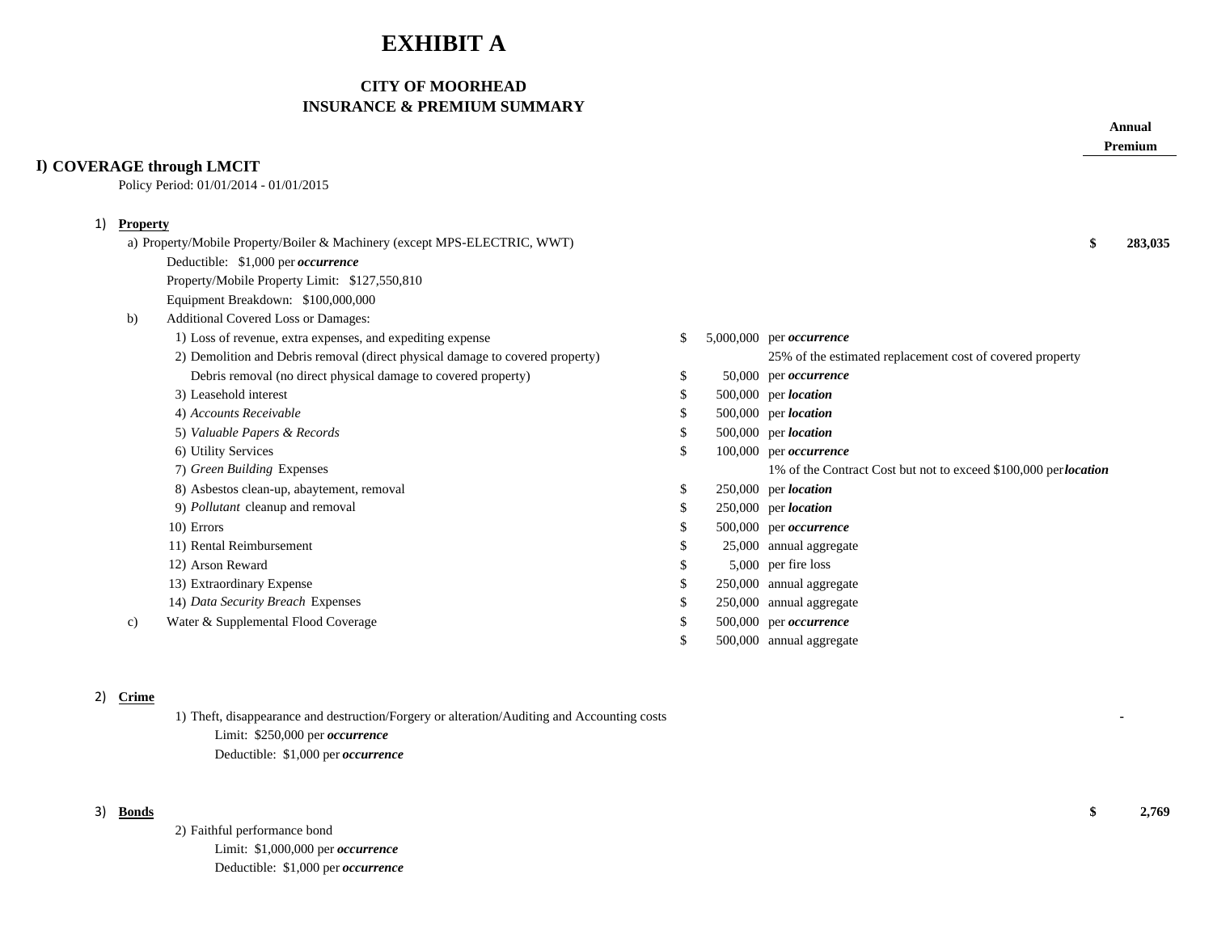# EXHIBIT A

## CITY OF MOORHEAD
## INSURANCE & PREMIUM SUMMARY

| | | | Annual Premium |
|---|---|---|---|
| **I) COVERAGE through LMCIT** | | | |
| Policy Period: 01/01/2014 - 01/01/2015 | | | |
| **1) Property** | | | |
| a) Property/Mobile Property/Boiler & Machinery (except MPS-ELECTRIC, WWT) | | | **$ 283,035** |
| Deductible: $1,000 per ***occurrence*** | | | |
| Property/Mobile Property Limit: $127,550,810 | | | |
| Equipment Breakdown: $100,000,000 | | | |
| b) Additional Covered Loss or Damages: | | | |
| 1) Loss of revenue, extra expenses, and expediting expense | $ 5,000,000 | per ***occurrence*** | |
| 2) Demolition and Debris removal (direct physical damage to covered property) | | 25% of the estimated replacement cost of covered property | |
| Debris removal (no direct physical damage to covered property) | $ 50,000 | per ***occurrence*** | |
| 3) Leasehold interest | $ 500,000 | per ***location*** | |
| 4) *Accounts Receivable* | $ 500,000 | per ***location*** | |
| 5) *Valuable Papers & Records* | $ 500,000 | per ***location*** | |
| 6) Utility Services | $ 100,000 | per ***occurrence*** | |
| 7) *Green Building* Expenses | | 1% of the Contract Cost but not to exceed $100,000 per ***location*** | |
| 8) Asbestos clean-up, abaytement, removal | $ 250,000 | per ***location*** | |
| 9) *Pollutant* cleanup and removal | $ 250,000 | per ***location*** | |
| 10) Errors | $ 500,000 | per ***occurrence*** | |
| 11) Rental Reimbursement | $ 25,000 | annual aggregate | |
| 12) Arson Reward | $ 5,000 | per fire loss | |
| 13) Extraordinary Expense | $ 250,000 | annual aggregate | |
| 14) *Data Security Breach* Expenses | $ 250,000 | annual aggregate | |
| c) Water & Supplemental Flood Coverage | $ 500,000 | per ***occurrence*** | |
| | $ 500,000 | annual aggregate | |
| **2) Crime** | | | |
| 1) Theft, disappearance and destruction/Forgery or alteration/Auditing and Accounting costs | | | - |
| Limit: $250,000 per ***occurrence*** | | | |
| Deductible: $1,000 per ***occurrence*** | | | |
| **3) Bonds** | | | **$ 2,769** |
| 2) Faithful performance bond | | | |
| Limit: $1,000,000 per ***occurrence*** | | | |
| Deductible: $1,000 per ***occurrence*** | | | |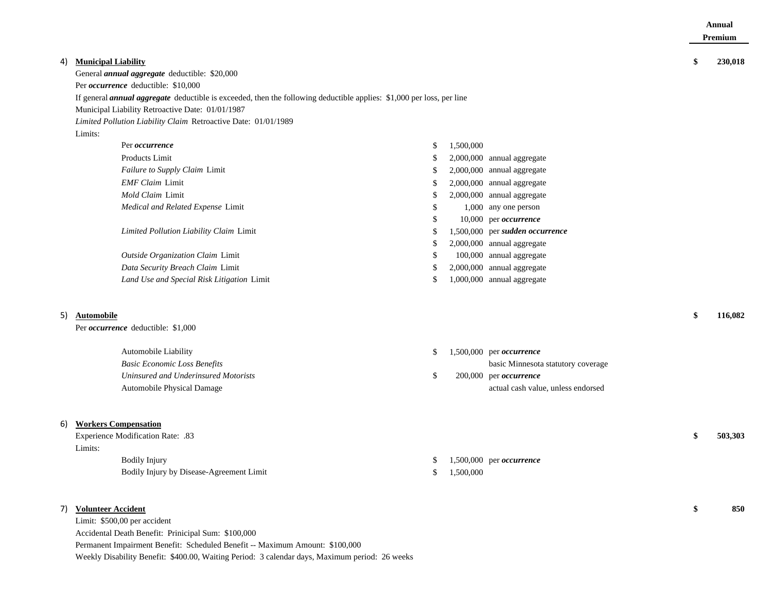| | | | Annual Premium |
|---|---|---|---|
| **4) Municipal Liability** | | | **$ 230,018** |
| General ***annual aggregate*** deductible: $20,000 | | | |
| Per ***occurrence*** deductible: $10,000 | | | |
| If general ***annual aggregate*** deductible is exceeded, then the following deductible applies: $1,000 per loss, per line | | | |
| Municipal Liability Retroactive Date: 01/01/1987 | | | |
| *Limited Pollution Liability Claim* Retroactive Date: 01/01/1989 | | | |
| Limits: | | | |
| Per ***occurrence*** | $ 1,500,000 | | |
| Products Limit | $ 2,000,000 | annual aggregate | |
| *Failure to Supply Claim* Limit | $ 2,000,000 | annual aggregate | |
| *EMF Claim* Limit | $ 2,000,000 | annual aggregate | |
| *Mold Claim* Limit | $ 2,000,000 | annual aggregate | |
| *Medical and Related Expense* Limit | $ 1,000 | any one person | |
| | $ 10,000 | per ***occurrence*** | |
| *Limited Pollution Liability Claim* Limit | $ 1,500,000 | per ***sudden occurrence*** | |
| | $ 2,000,000 | annual aggregate | |
| *Outside Organization Claim* Limit | $ 100,000 | annual aggregate | |
| *Data Security Breach Claim* Limit | $ 2,000,000 | annual aggregate | |
| *Land Use and Special Risk Litigation* Limit | $ 1,000,000 | annual aggregate | |
| | | | |
| **5) Automobile** | | | **$ 116,082** |
| Per ***occurrence*** deductible: $1,000 | | | |
| Automobile Liability | $ 1,500,000 | per ***occurrence*** | |
| *Basic Economic Loss Benefits* | | basic Minnesota statutory coverage | |
| *Uninsured and Underinsured Motorists* | $ 200,000 | per ***occurrence*** | |
| Automobile Physical Damage | | actual cash value, unless endorsed | |
| | | | |
| **6) Workers Compensation** | | | |
| Experience Modification Rate: .83 | | | **$ 503,303** |
| Limits: | | | |
| Bodily Injury | $ 1,500,000 | per ***occurrence*** | |
| Bodily Injury by Disease-Agreement Limit | $ 1,500,000 | | |
| | | | |
| **7) Volunteer Accident** | | | **$ 850** |
| Limit: $500,00 per accident | | | |
| Accidental Death Benefit: Prinicipal Sum: $100,000 | | | |
| Permanent Impairment Benefit: Scheduled Benefit -- Maximum Amount: $100,000 | | | |
| Weekly Disability Benefit: $400.00, Waiting Period: 3 calendar days, Maximum period: 26 weeks | | | |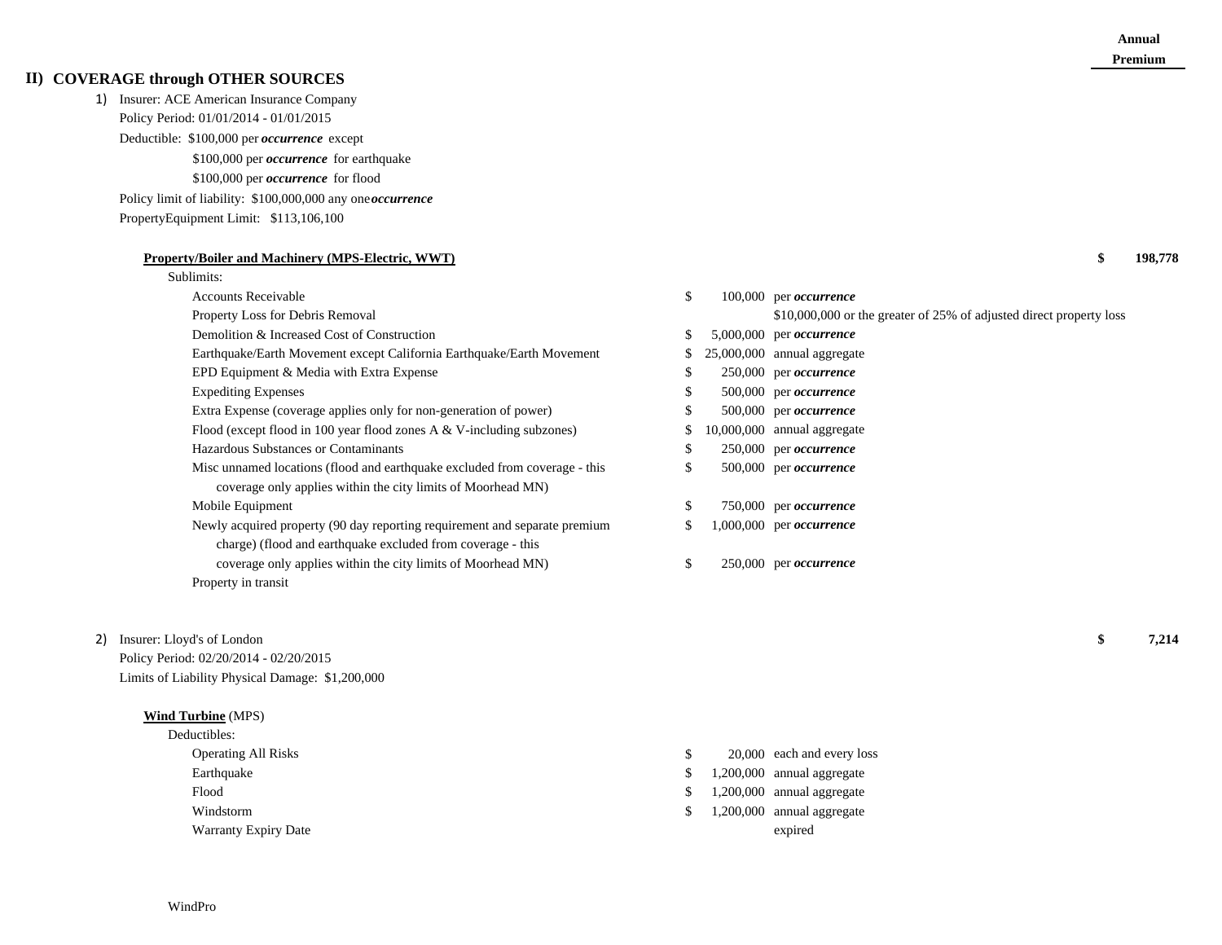| | Annual Premium |
|---|---|

## II) COVERAGE through OTHER SOURCES

1) Insurer: ACE American Insurance Company
Policy Period: 01/01/2014 - 01/01/2015
Deductible: $100,000 per ***occurrence*** except
$100,000 per ***occurrence*** for earthquake
$100,000 per ***occurrence*** for flood
Policy limit of liability: $100,000,000 any one ***occurrence***
PropertyEquipment Limit: $113,106,100

**Property/Boiler and Machinery (MPS-Electric, WWT)** — **$ 198,778**

Sublimits:

| Sublimit | Amount | Basis |
|---|---|---|
| Accounts Receivable | $ 100,000 | per ***occurrence*** |
| Property Loss for Debris Removal | | $10,000,000 or the greater of 25% of adjusted direct property loss |
| Demolition & Increased Cost of Construction | $ 5,000,000 | per ***occurrence*** |
| Earthquake/Earth Movement except California Earthquake/Earth Movement | $ 25,000,000 | annual aggregate |
| EPD Equipment & Media with Extra Expense | $ 250,000 | per ***occurrence*** |
| Expediting Expenses | $ 500,000 | per ***occurrence*** |
| Extra Expense (coverage applies only for non-generation of power) | $ 500,000 | per ***occurrence*** |
| Flood (except flood in 100 year flood zones A & V-including subzones) | $ 10,000,000 | annual aggregate |
| Hazardous Substances or Contaminants | $ 250,000 | per ***occurrence*** |
| Misc unnamed locations (flood and earthquake excluded from coverage - this coverage only applies within the city limits of Moorhead MN) | $ 500,000 | per ***occurrence*** |
| Mobile Equipment | $ 750,000 | per ***occurrence*** |
| Newly acquired property (90 day reporting requirement and separate premium charge) (flood and earthquake excluded from coverage - this coverage only applies within the city limits of Moorhead MN) | $ 1,000,000 | per ***occurrence*** |
| | $ 250,000 | per ***occurrence*** |
| Property in transit | | |

2) Insurer: Lloyd's of London — **$ 7,214**
Policy Period: 02/20/2014 - 02/20/2015
Limits of Liability Physical Damage: $1,200,000

**Wind Turbine** (MPS)

Deductibles:

| Deductible | Amount | Basis |
|---|---|---|
| Operating All Risks | $ 20,000 | each and every loss |
| Earthquake | $ 1,200,000 | annual aggregate |
| Flood | $ 1,200,000 | annual aggregate |
| Windstorm | $ 1,200,000 | annual aggregate |
| Warranty Expiry Date | | expired |

WindPro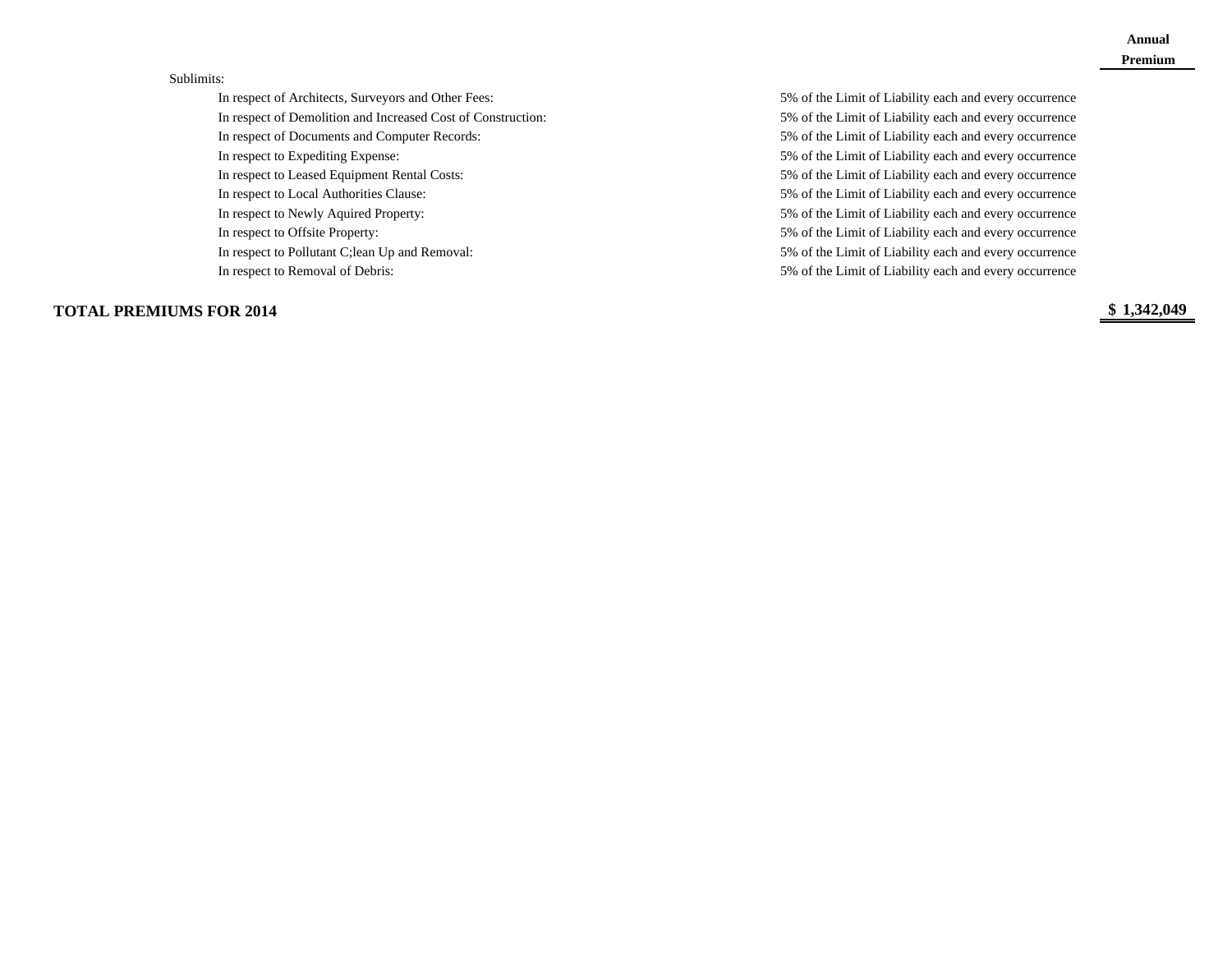| | | Annual Premium |
|---|---|---|
| Sublimits: | | |
| In respect of Architects, Surveyors and Other Fees: | 5% of the Limit of Liability each and every occurrence | |
| In respect of Demolition and Increased Cost of Construction: | 5% of the Limit of Liability each and every occurrence | |
| In respect of Documents and Computer Records: | 5% of the Limit of Liability each and every occurrence | |
| In respect to Expediting Expense: | 5% of the Limit of Liability each and every occurrence | |
| In respect to Leased Equipment Rental Costs: | 5% of the Limit of Liability each and every occurrence | |
| In respect to Local Authorities Clause: | 5% of the Limit of Liability each and every occurrence | |
| In respect to Newly Aquired Property: | 5% of the Limit of Liability each and every occurrence | |
| In respect to Offsite Property: | 5% of the Limit of Liability each and every occurrence | |
| In respect to Pollutant C;lean Up and Removal: | 5% of the Limit of Liability each and every occurrence | |
| In respect to Removal of Debris: | 5% of the Limit of Liability each and every occurrence | |
| **TOTAL PREMIUMS FOR 2014** | | **$ 1,342,049** |